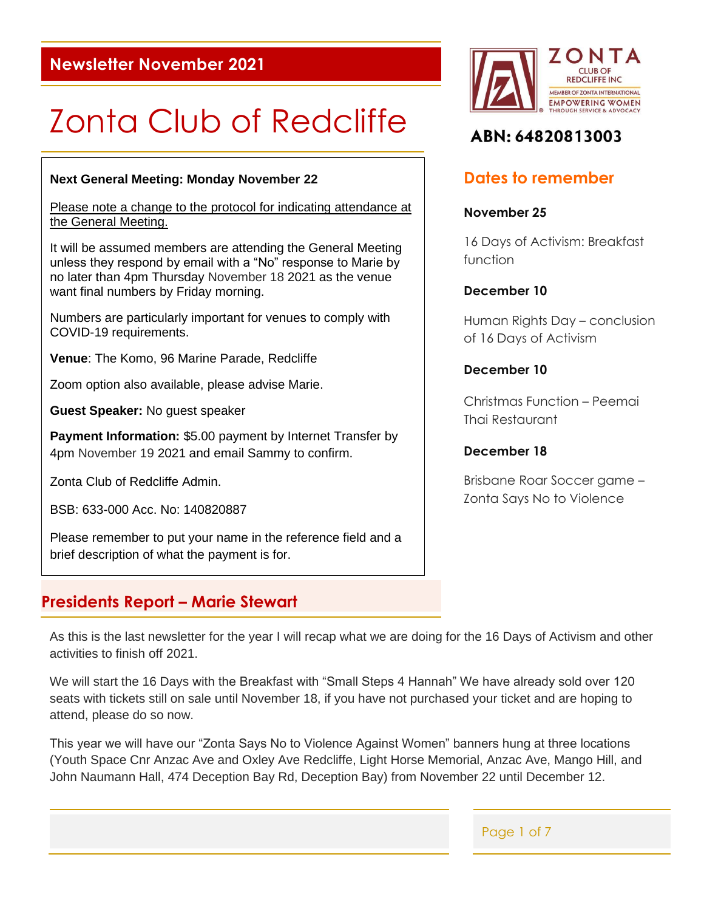## Newsletter November 2021

# Zonta Club of Redcliffe

**ZONTA CLUB OF REDCLIFFE INC**
MEMBER OF ZONTA INTERNATIONAL
EMPOWERING WOMEN THROUGH SERVICE & ADVOCACY

**ABN: 64820813003**

**Next General Meeting: Monday November 22**

Please note a change to the protocol for indicating attendance at the General Meeting.

It will be assumed members are attending the General Meeting unless they respond by email with a "No" response to Marie by no later than 4pm Thursday November 18 2021 as the venue want final numbers by Friday morning.

Numbers are particularly important for venues to comply with COVID-19 requirements.

**Venue**: The Komo, 96 Marine Parade, Redcliffe

Zoom option also available, please advise Marie.

**Guest Speaker:** No guest speaker

**Payment Information:** $5.00 payment by Internet Transfer by 4pm November 19 2021 and email Sammy to confirm.

Zonta Club of Redcliffe Admin.

BSB: 633-000 Acc. No: 140820887

Please remember to put your name in the reference field and a brief description of what the payment is for.

## Dates to remember

**November 25**

16 Days of Activism: Breakfast function

**December 10**

Human Rights Day – conclusion of 16 Days of Activism

**December 10**

Christmas Function – Peemai Thai Restaurant

**December 18**

Brisbane Roar Soccer game – Zonta Says No to Violence

## Presidents Report – Marie Stewart

As this is the last newsletter for the year I will recap what we are doing for the 16 Days of Activism and other activities to finish off 2021.

We will start the 16 Days with the Breakfast with "Small Steps 4 Hannah" We have already sold over 120 seats with tickets still on sale until November 18, if you have not purchased your ticket and are hoping to attend, please do so now.

This year we will have our "Zonta Says No to Violence Against Women" banners hung at three locations (Youth Space Cnr Anzac Ave and Oxley Ave Redcliffe, Light Horse Memorial, Anzac Ave, Mango Hill, and John Naumann Hall, 474 Deception Bay Rd, Deception Bay) from November 22 until December 12.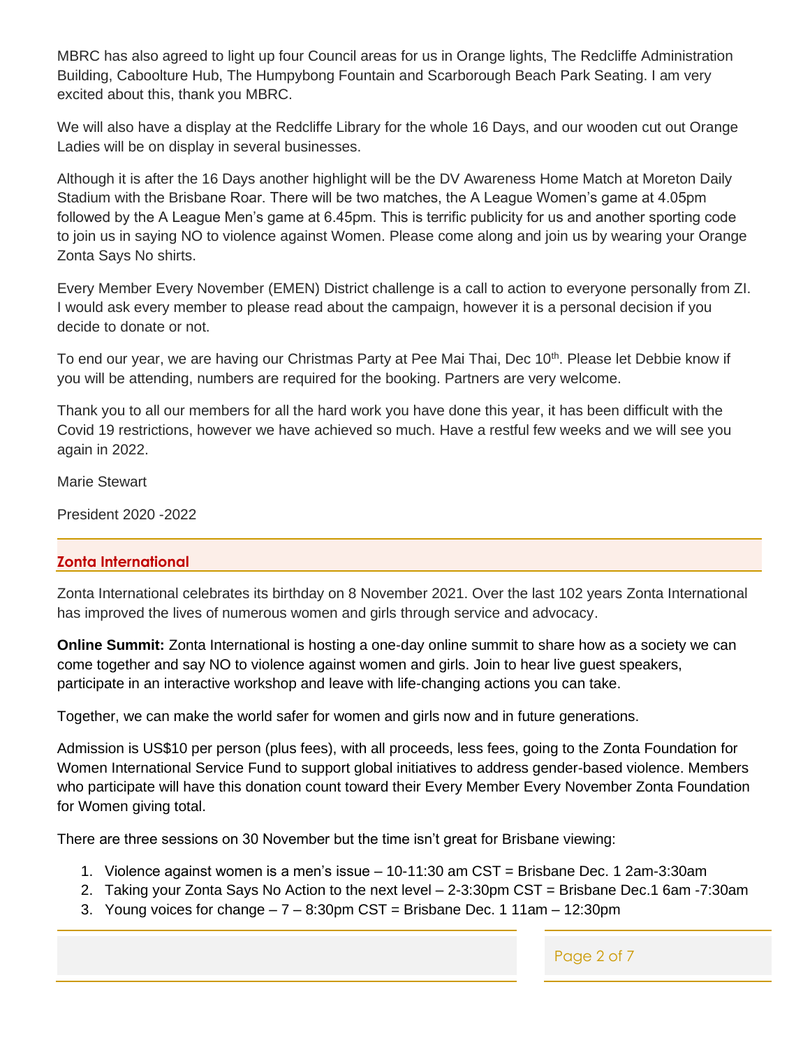MBRC has also agreed to light up four Council areas for us in Orange lights, The Redcliffe Administration Building, Caboolture Hub, The Humpybong Fountain and Scarborough Beach Park Seating. I am very excited about this, thank you MBRC.

We will also have a display at the Redcliffe Library for the whole 16 Days, and our wooden cut out Orange Ladies will be on display in several businesses.

Although it is after the 16 Days another highlight will be the DV Awareness Home Match at Moreton Daily Stadium with the Brisbane Roar. There will be two matches, the A League Women's game at 4.05pm followed by the A League Men's game at 6.45pm. This is terrific publicity for us and another sporting code to join us in saying NO to violence against Women. Please come along and join us by wearing your Orange Zonta Says No shirts.

Every Member Every November (EMEN) District challenge is a call to action to everyone personally from ZI. I would ask every member to please read about the campaign, however it is a personal decision if you decide to donate or not.

To end our year, we are having our Christmas Party at Pee Mai Thai, Dec 10th. Please let Debbie know if you will be attending, numbers are required for the booking. Partners are very welcome.

Thank you to all our members for all the hard work you have done this year, it has been difficult with the Covid 19 restrictions, however we have achieved so much. Have a restful few weeks and we will see you again in 2022.

Marie Stewart

President 2020 -2022

## Zonta International

Zonta International celebrates its birthday on 8 November 2021. Over the last 102 years Zonta International has improved the lives of numerous women and girls through service and advocacy.

**Online Summit:** Zonta International is hosting a one-day online summit to share how as a society we can come together and say NO to violence against women and girls. Join to hear live guest speakers, participate in an interactive workshop and leave with life-changing actions you can take.

Together, we can make the world safer for women and girls now and in future generations.

Admission is US$10 per person (plus fees), with all proceeds, less fees, going to the Zonta Foundation for Women International Service Fund to support global initiatives to address gender-based violence. Members who participate will have this donation count toward their Every Member Every November Zonta Foundation for Women giving total.

There are three sessions on 30 November but the time isn't great for Brisbane viewing:

1. Violence against women is a men's issue – 10-11:30 am CST = Brisbane Dec. 1 2am-3:30am
2. Taking your Zonta Says No Action to the next level – 2-3:30pm CST = Brisbane Dec.1 6am -7:30am
3. Young voices for change – 7 – 8:30pm CST = Brisbane Dec. 1 11am – 12:30pm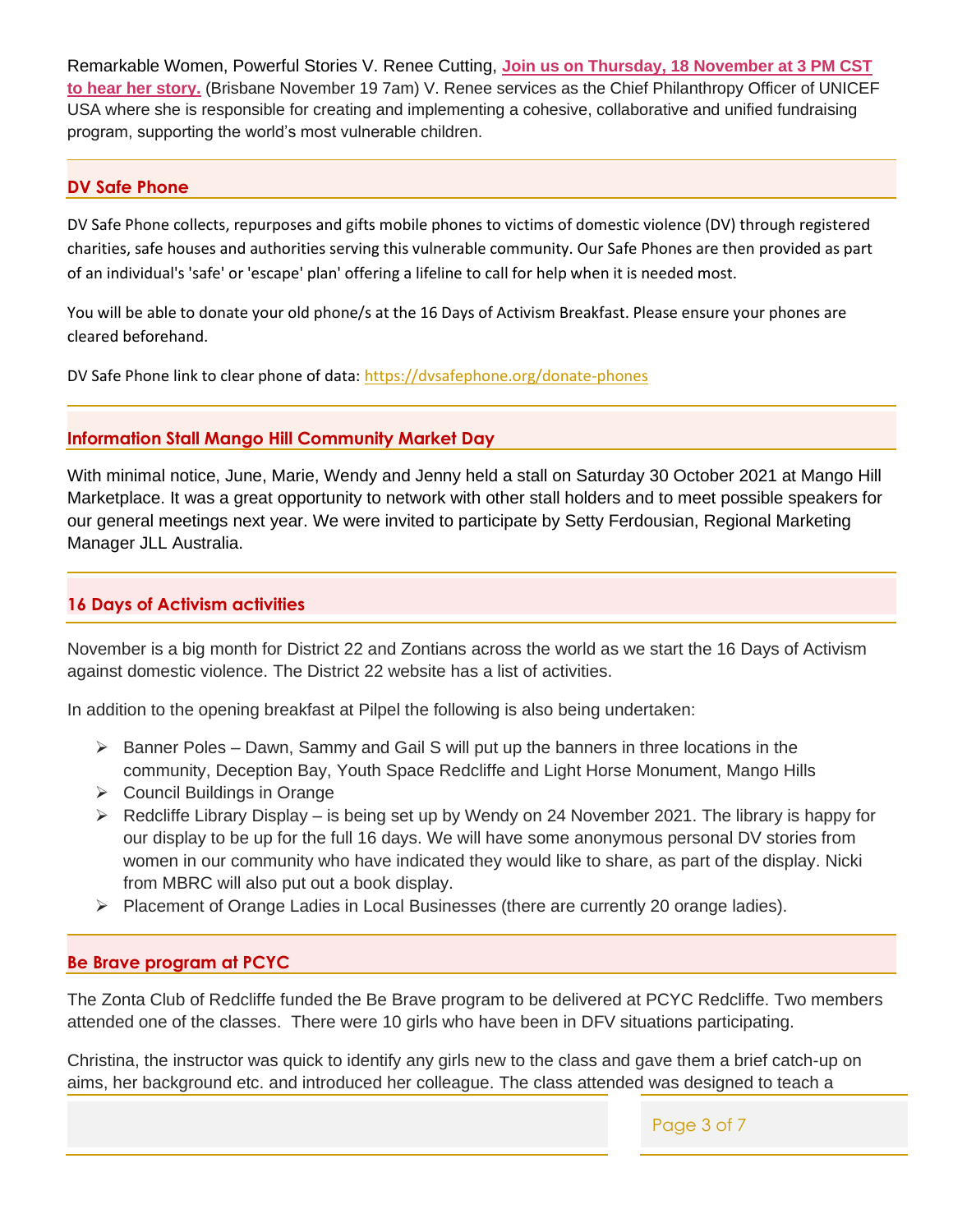Remarkable Women, Powerful Stories V. Renee Cutting, **Join us on Thursday, 18 November at 3 PM CST to hear her story.** (Brisbane November 19 7am) V. Renee services as the Chief Philanthropy Officer of UNICEF USA where she is responsible for creating and implementing a cohesive, collaborative and unified fundraising program, supporting the world's most vulnerable children.

## DV Safe Phone

DV Safe Phone collects, repurposes and gifts mobile phones to victims of domestic violence (DV) through registered charities, safe houses and authorities serving this vulnerable community. Our Safe Phones are then provided as part of an individual's 'safe' or 'escape' plan' offering a lifeline to call for help when it is needed most.

You will be able to donate your old phone/s at the 16 Days of Activism Breakfast. Please ensure your phones are cleared beforehand.

DV Safe Phone link to clear phone of data: https://dvsafephone.org/donate-phones

## Information Stall Mango Hill Community Market Day

With minimal notice, June, Marie, Wendy and Jenny held a stall on Saturday 30 October 2021 at Mango Hill Marketplace. It was a great opportunity to network with other stall holders and to meet possible speakers for our general meetings next year. We were invited to participate by Setty Ferdousian, Regional Marketing Manager JLL Australia.

## 16 Days of Activism activities

November is a big month for District 22 and Zontians across the world as we start the 16 Days of Activism against domestic violence. The District 22 website has a list of activities.

In addition to the opening breakfast at Pilpel the following is also being undertaken:

- Banner Poles – Dawn, Sammy and Gail S will put up the banners in three locations in the community, Deception Bay, Youth Space Redcliffe and Light Horse Monument, Mango Hills
- Council Buildings in Orange
- Redcliffe Library Display – is being set up by Wendy on 24 November 2021. The library is happy for our display to be up for the full 16 days. We will have some anonymous personal DV stories from women in our community who have indicated they would like to share, as part of the display. Nicki from MBRC will also put out a book display.
- Placement of Orange Ladies in Local Businesses (there are currently 20 orange ladies).

## Be Brave program at PCYC

The Zonta Club of Redcliffe funded the Be Brave program to be delivered at PCYC Redcliffe. Two members attended one of the classes. There were 10 girls who have been in DFV situations participating.

Christina, the instructor was quick to identify any girls new to the class and gave them a brief catch-up on aims, her background etc. and introduced her colleague. The class attended was designed to teach a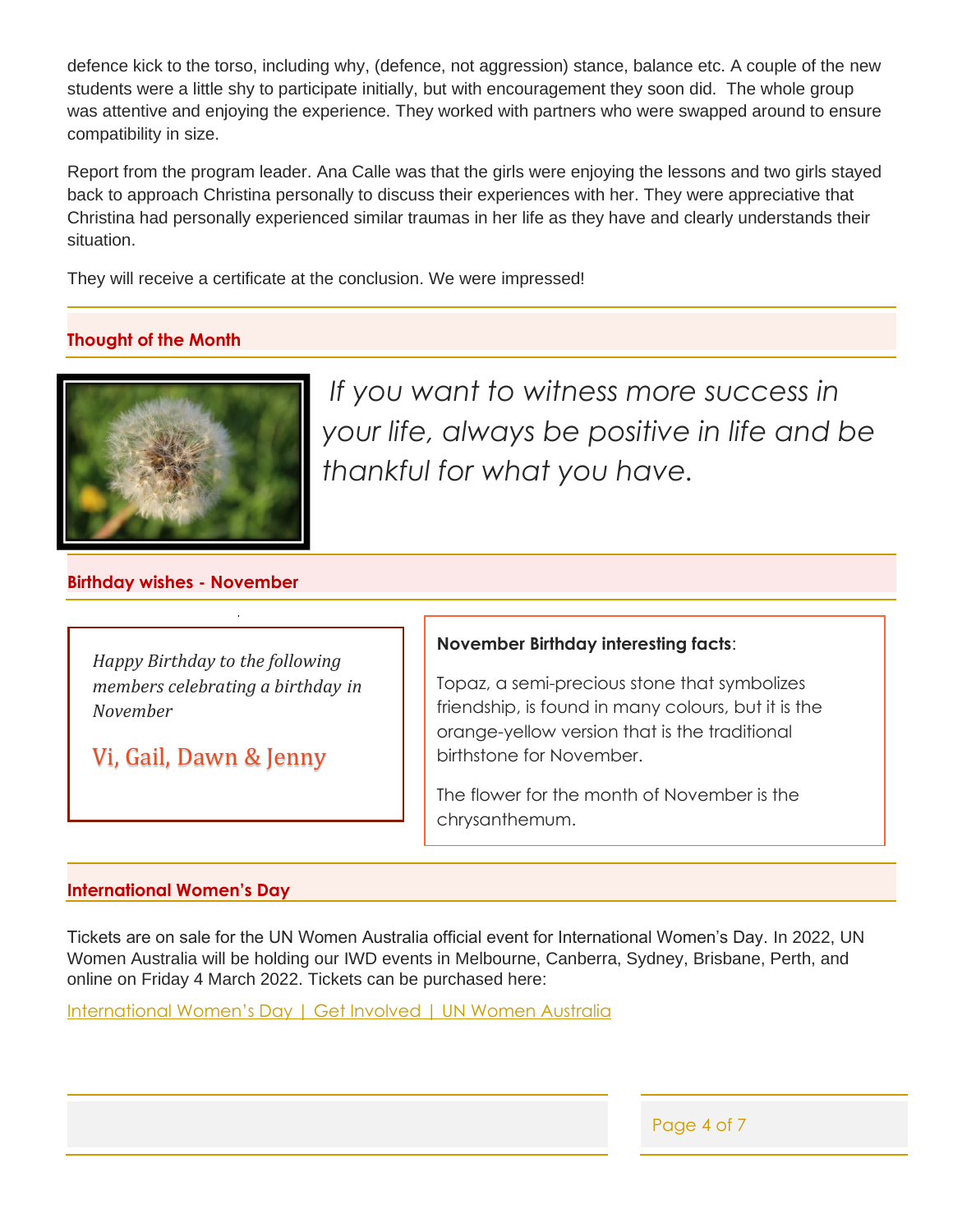defence kick to the torso, including why, (defence, not aggression) stance, balance etc. A couple of the new students were a little shy to participate initially, but with encouragement they soon did. The whole group was attentive and enjoying the experience. They worked with partners who were swapped around to ensure compatibility in size.

Report from the program leader. Ana Calle was that the girls were enjoying the lessons and two girls stayed back to approach Christina personally to discuss their experiences with her. They were appreciative that Christina had personally experienced similar traumas in her life as they have and clearly understands their situation.

They will receive a certificate at the conclusion. We were impressed!

## Thought of the Month

*If you want to witness more success in your life, always be positive in life and be thankful for what you have.*

## Birthday wishes - November

*Happy Birthday to the following members celebrating a birthday in November*

Vi, Gail, Dawn & Jenny

**November Birthday interesting facts**:

Topaz, a semi-precious stone that symbolizes friendship, is found in many colours, but it is the orange-yellow version that is the traditional birthstone for November.

The flower for the month of November is the chrysanthemum.

## International Women's Day

Tickets are on sale for the UN Women Australia official event for International Women's Day. In 2022, UN Women Australia will be holding our IWD events in Melbourne, Canberra, Sydney, Brisbane, Perth, and online on Friday 4 March 2022. Tickets can be purchased here:

International Women's Day | Get Involved | UN Women Australia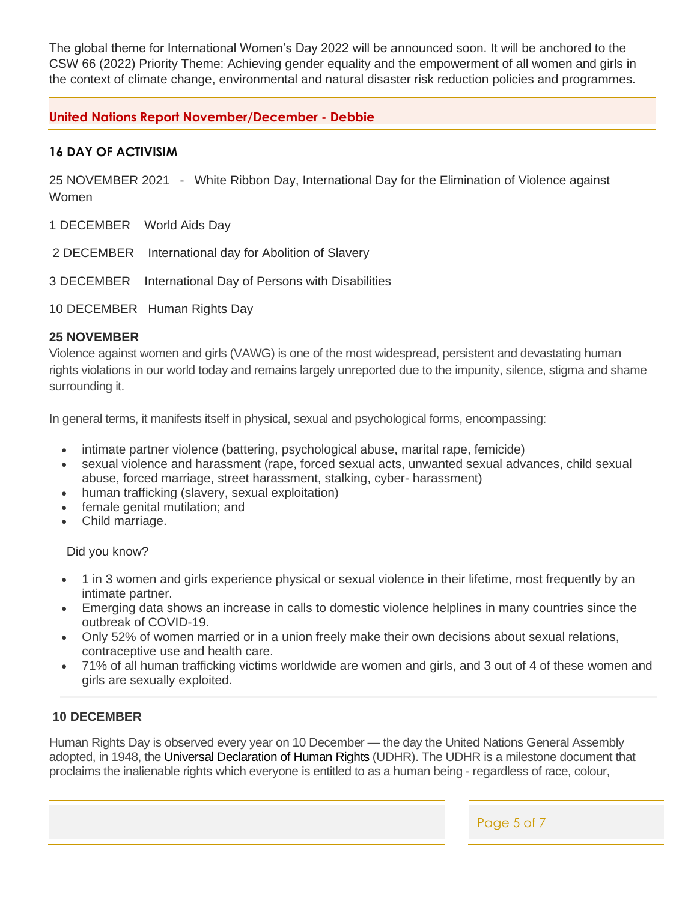The global theme for International Women's Day 2022 will be announced soon. It will be anchored to the CSW 66 (2022) Priority Theme: Achieving gender equality and the empowerment of all women and girls in the context of climate change, environmental and natural disaster risk reduction policies and programmes.

## United Nations Report November/December - Debbie

### 16 DAY OF ACTIVISIM

25 NOVEMBER 2021 - White Ribbon Day, International Day for the Elimination of Violence against Women

1 DECEMBER World Aids Day

2 DECEMBER International day for Abolition of Slavery

3 DECEMBER International Day of Persons with Disabilities

10 DECEMBER Human Rights Day

### 25 NOVEMBER

Violence against women and girls (VAWG) is one of the most widespread, persistent and devastating human rights violations in our world today and remains largely unreported due to the impunity, silence, stigma and shame surrounding it.

In general terms, it manifests itself in physical, sexual and psychological forms, encompassing:

- intimate partner violence (battering, psychological abuse, marital rape, femicide)
- sexual violence and harassment (rape, forced sexual acts, unwanted sexual advances, child sexual abuse, forced marriage, street harassment, stalking, cyber- harassment)
- human trafficking (slavery, sexual exploitation)
- female genital mutilation; and
- Child marriage.

Did you know?

- 1 in 3 women and girls experience physical or sexual violence in their lifetime, most frequently by an intimate partner.
- Emerging data shows an increase in calls to domestic violence helplines in many countries since the outbreak of COVID-19.
- Only 52% of women married or in a union freely make their own decisions about sexual relations, contraceptive use and health care.
- 71% of all human trafficking victims worldwide are women and girls, and 3 out of 4 of these women and girls are sexually exploited.

### 10 DECEMBER

Human Rights Day is observed every year on 10 December — the day the United Nations General Assembly adopted, in 1948, the Universal Declaration of Human Rights (UDHR). The UDHR is a milestone document that proclaims the inalienable rights which everyone is entitled to as a human being - regardless of race, colour,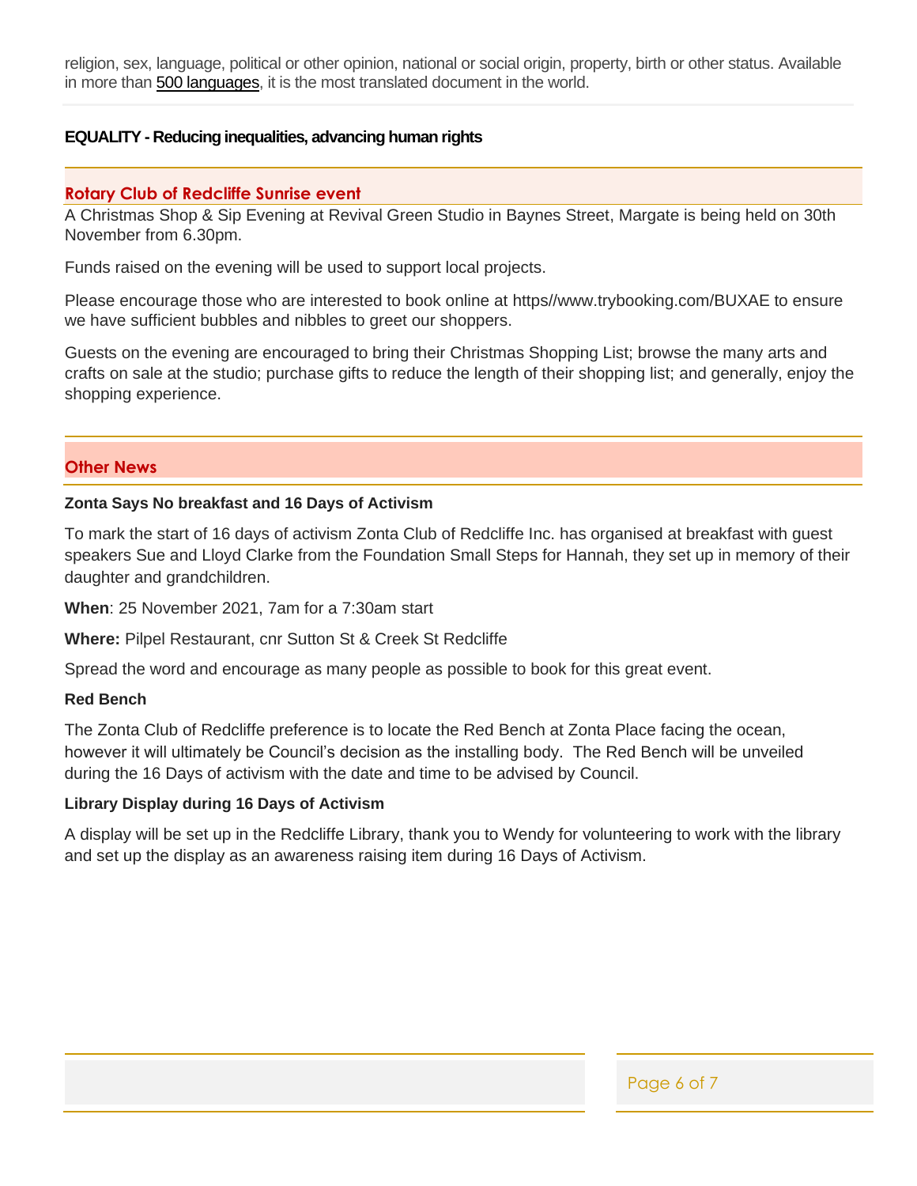religion, sex, language, political or other opinion, national or social origin, property, birth or other status. Available in more than 500 languages, it is the most translated document in the world.

**EQUALITY - Reducing inequalities, advancing human rights**

## Rotary Club of Redcliffe Sunrise event

A Christmas Shop & Sip Evening at Revival Green Studio in Baynes Street, Margate is being held on 30th November from 6.30pm.

Funds raised on the evening will be used to support local projects.

Please encourage those who are interested to book online at https//www.trybooking.com/BUXAE to ensure we have sufficient bubbles and nibbles to greet our shoppers.

Guests on the evening are encouraged to bring their Christmas Shopping List; browse the many arts and crafts on sale at the studio; purchase gifts to reduce the length of their shopping list; and generally, enjoy the shopping experience.

## Other News

### Zonta Says No breakfast and 16 Days of Activism

To mark the start of 16 days of activism Zonta Club of Redcliffe Inc. has organised at breakfast with guest speakers Sue and Lloyd Clarke from the Foundation Small Steps for Hannah, they set up in memory of their daughter and grandchildren.

**When**: 25 November 2021, 7am for a 7:30am start

**Where:** Pilpel Restaurant, cnr Sutton St & Creek St Redcliffe

Spread the word and encourage as many people as possible to book for this great event.

### Red Bench

The Zonta Club of Redcliffe preference is to locate the Red Bench at Zonta Place facing the ocean, however it will ultimately be Council's decision as the installing body. The Red Bench will be unveiled during the 16 Days of activism with the date and time to be advised by Council.

### Library Display during 16 Days of Activism

A display will be set up in the Redcliffe Library, thank you to Wendy for volunteering to work with the library and set up the display as an awareness raising item during 16 Days of Activism.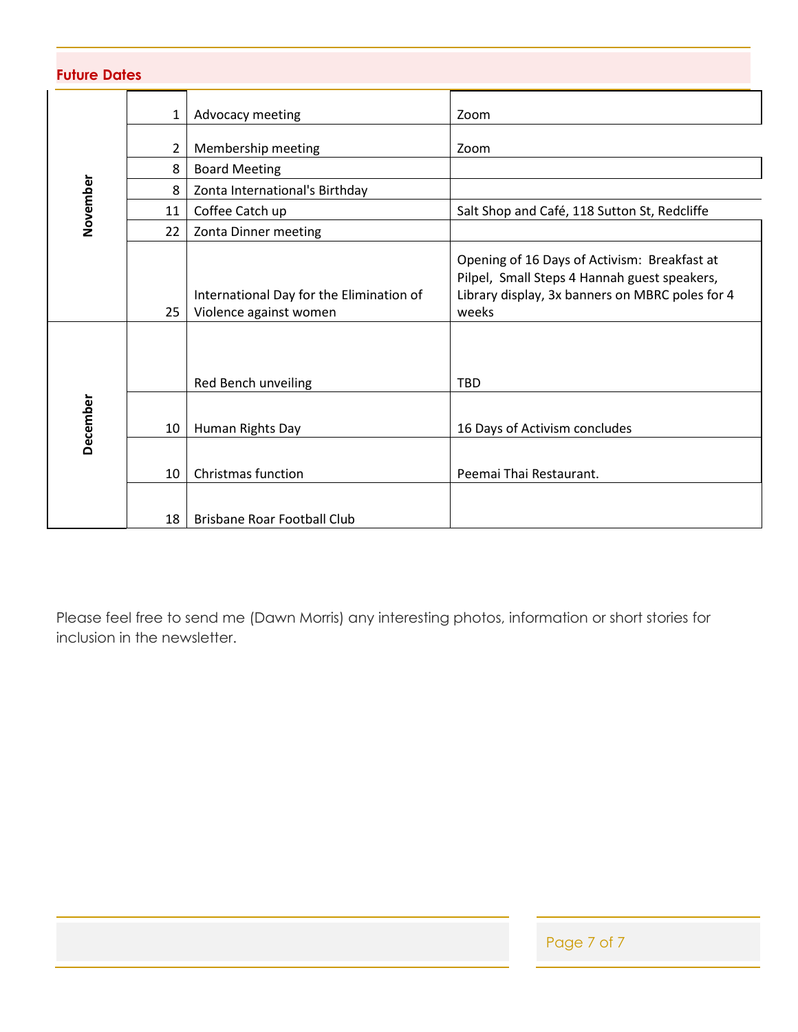## Future Dates

| | | | |
|---|---|---|---|
| November | 1 | Advocacy meeting | Zoom |
| | 2 | Membership meeting | Zoom |
| | 8 | Board Meeting | |
| | 8 | Zonta International's Birthday | |
| | 11 | Coffee Catch up | Salt Shop and Café, 118 Sutton St, Redcliffe |
| | 22 | Zonta Dinner meeting | |
| | 25 | International Day for the Elimination of Violence against women | Opening of 16 Days of Activism: Breakfast at Pilpel, Small Steps 4 Hannah guest speakers, Library display, 3x banners on MBRC poles for 4 weeks |
| December | | Red Bench unveiling | TBD |
| | 10 | Human Rights Day | 16 Days of Activism concludes |
| | 10 | Christmas function | Peemai Thai Restaurant. |
| | 18 | Brisbane Roar Football Club | |

Please feel free to send me (Dawn Morris) any interesting photos, information or short stories for inclusion in the newsletter.